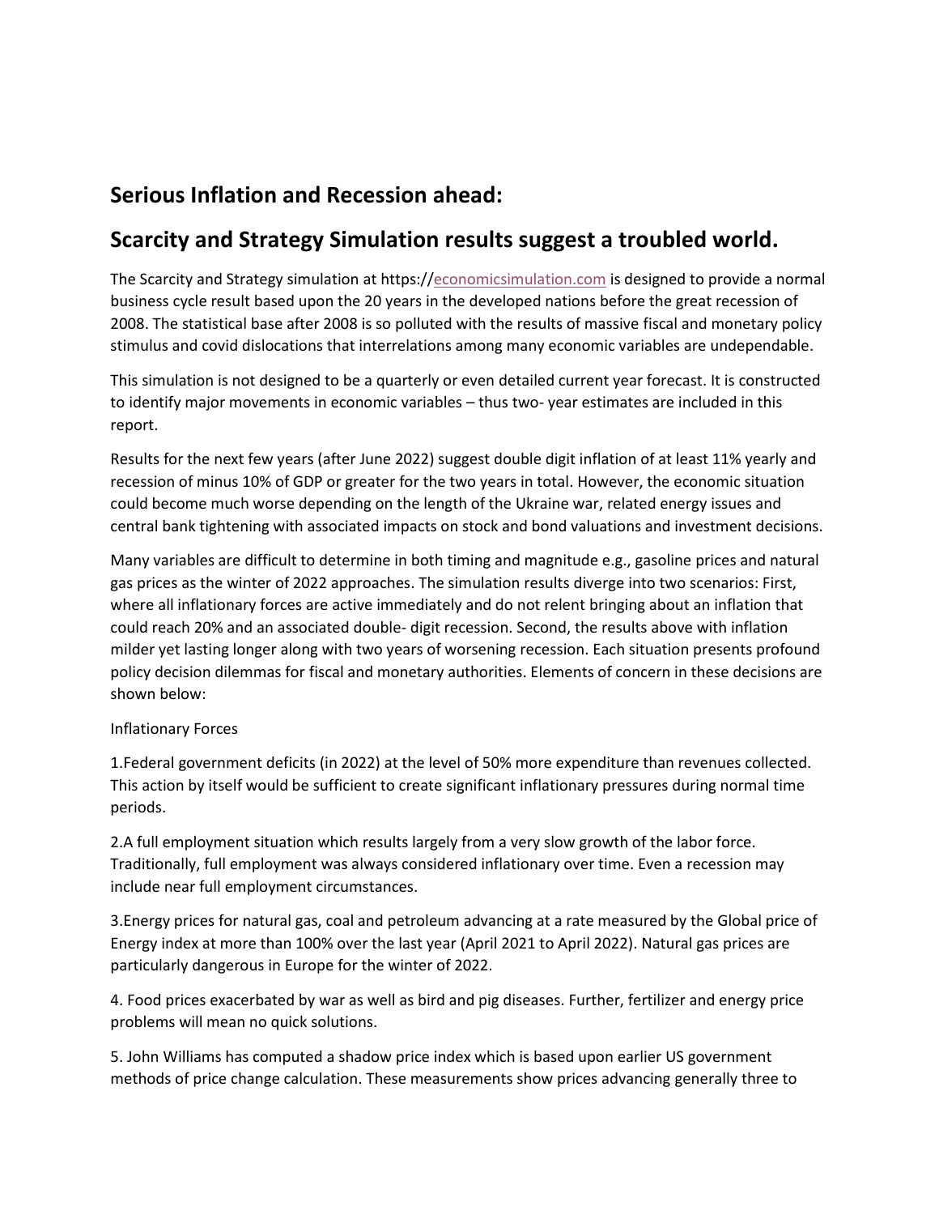## Serious Inflation and Recession ahead:

## Scarcity and Strategy Simulation results suggest a troubled world.

The Scarcity and Strategy simulation at https://economicsimulation.com is designed to provide a normal business cycle result based upon the 20 years in the developed nations before the great recession of 2008. The statistical base after 2008 is so polluted with the results of massive fiscal and monetary policy stimulus and covid dislocations that interrelations among many economic variables are undependable.

This simulation is not designed to be a quarterly or even detailed current year forecast. It is constructed to identify major movements in economic variables – thus two- year estimates are included in this report.

Results for the next few years (after June 2022) suggest double digit inflation of at least 11% yearly and recession of minus 10% of GDP or greater for the two years in total. However, the economic situation could become much worse depending on the length of the Ukraine war, related energy issues and central bank tightening with associated impacts on stock and bond valuations and investment decisions.

Many variables are difficult to determine in both timing and magnitude e.g., gasoline prices and natural gas prices as the winter of 2022 approaches. The simulation results diverge into two scenarios: First, where all inflationary forces are active immediately and do not relent bringing about an inflation that could reach 20% and an associated double- digit recession. Second, the results above with inflation milder yet lasting longer along with two years of worsening recession. Each situation presents profound policy decision dilemmas for fiscal and monetary authorities. Elements of concern in these decisions are shown below:

Inflationary Forces

1.Federal government deficits (in 2022) at the level of 50% more expenditure than revenues collected. This action by itself would be sufficient to create significant inflationary pressures during normal time periods.

2.A full employment situation which results largely from a very slow growth of the labor force. Traditionally, full employment was always considered inflationary over time. Even a recession may include near full employment circumstances.

3.Energy prices for natural gas, coal and petroleum advancing at a rate measured by the Global price of Energy index at more than 100% over the last year (April 2021 to April 2022). Natural gas prices are particularly dangerous in Europe for the winter of 2022.

4. Food prices exacerbated by war as well as bird and pig diseases. Further, fertilizer and energy price problems will mean no quick solutions.

5. John Williams has computed a shadow price index which is based upon earlier US government methods of price change calculation. These measurements show prices advancing generally three to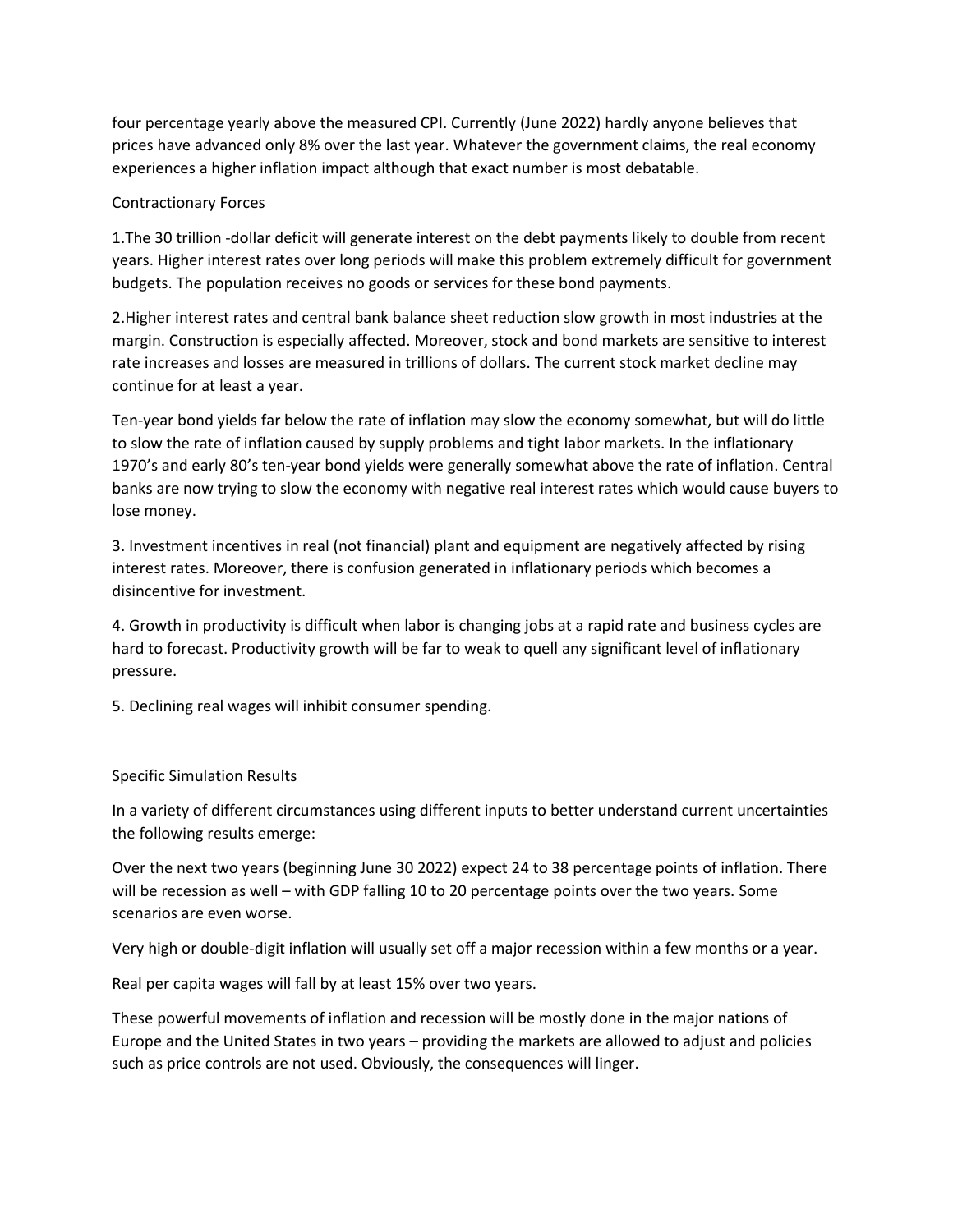four percentage yearly above the measured CPI. Currently (June 2022) hardly anyone believes that prices have advanced only 8% over the last year. Whatever the government claims, the real economy experiences a higher inflation impact although that exact number is most debatable.

## Contractionary Forces

1.The 30 trillion -dollar deficit will generate interest on the debt payments likely to double from recent years. Higher interest rates over long periods will make this problem extremely difficult for government budgets. The population receives no goods or services for these bond payments.

2.Higher interest rates and central bank balance sheet reduction slow growth in most industries at the margin. Construction is especially affected. Moreover, stock and bond markets are sensitive to interest rate increases and losses are measured in trillions of dollars. The current stock market decline may continue for at least a year.

Ten-year bond yields far below the rate of inflation may slow the economy somewhat, but will do little to slow the rate of inflation caused by supply problems and tight labor markets. In the inflationary 1970's and early 80's ten-year bond yields were generally somewhat above the rate of inflation. Central banks are now trying to slow the economy with negative real interest rates which would cause buyers to lose money.

3. Investment incentives in real (not financial) plant and equipment are negatively affected by rising interest rates. Moreover, there is confusion generated in inflationary periods which becomes a disincentive for investment.

4. Growth in productivity is difficult when labor is changing jobs at a rapid rate and business cycles are hard to forecast. Productivity growth will be far to weak to quell any significant level of inflationary pressure.

5. Declining real wages will inhibit consumer spending.

## Specific Simulation Results

In a variety of different circumstances using different inputs to better understand current uncertainties the following results emerge:

Over the next two years (beginning June 30 2022) expect 24 to 38 percentage points of inflation. There will be recession as well – with GDP falling 10 to 20 percentage points over the two years. Some scenarios are even worse.

Very high or double-digit inflation will usually set off a major recession within a few months or a year.

Real per capita wages will fall by at least 15% over two years.

These powerful movements of inflation and recession will be mostly done in the major nations of Europe and the United States in two years – providing the markets are allowed to adjust and policies such as price controls are not used. Obviously, the consequences will linger.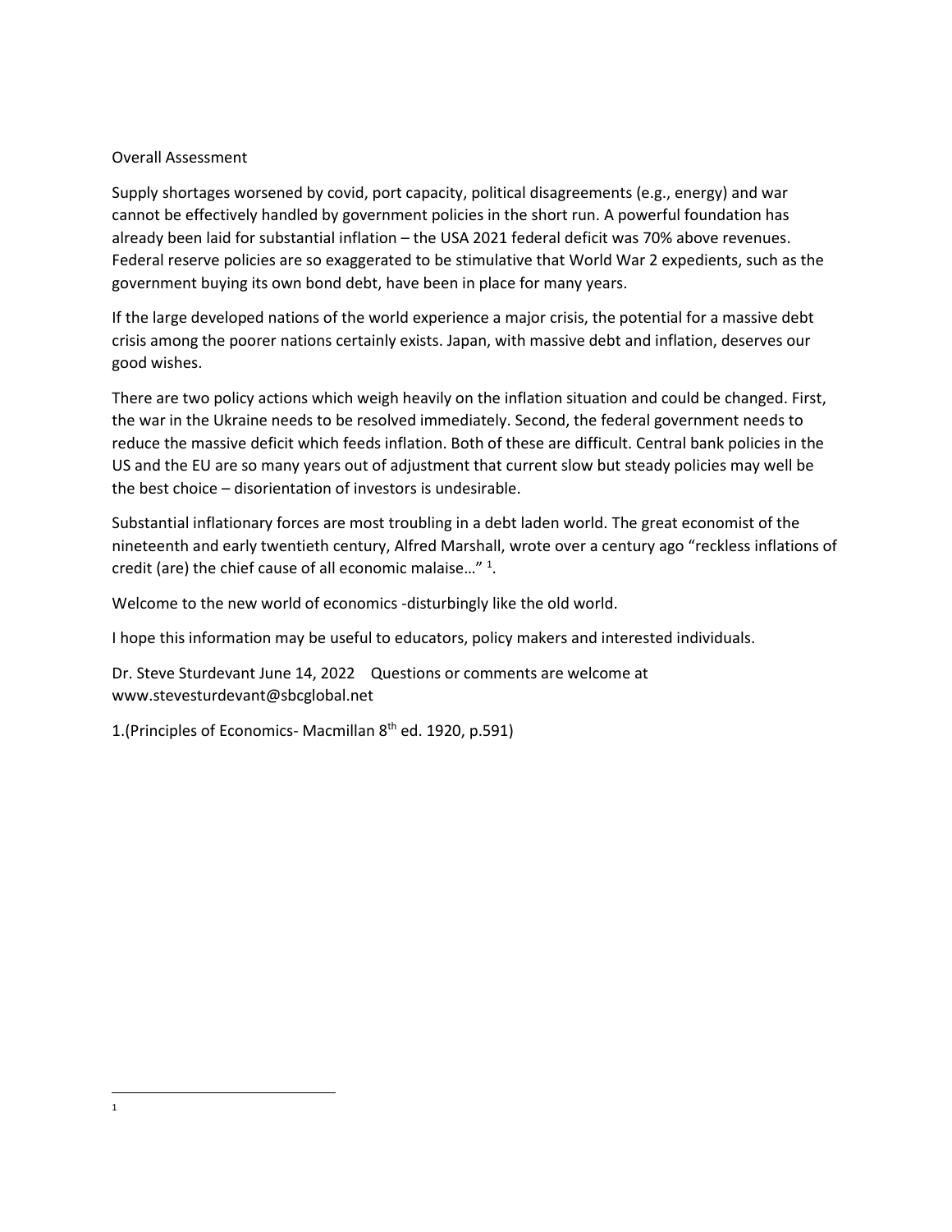## Overall Assessment

Supply shortages worsened by covid, port capacity, political disagreements (e.g., energy) and war cannot be effectively handled by government policies in the short run. A powerful foundation has already been laid for substantial inflation – the USA 2021 federal deficit was 70% above revenues. Federal reserve policies are so exaggerated to be stimulative that World War 2 expedients, such as the government buying its own bond debt, have been in place for many years.

If the large developed nations of the world experience a major crisis, the potential for a massive debt crisis among the poorer nations certainly exists. Japan, with massive debt and inflation, deserves our good wishes.

There are two policy actions which weigh heavily on the inflation situation and could be changed. First, the war in the Ukraine needs to be resolved immediately. Second, the federal government needs to reduce the massive deficit which feeds inflation. Both of these are difficult. Central bank policies in the US and the EU are so many years out of adjustment that current slow but steady policies may well be the best choice – disorientation of investors is undesirable.

Substantial inflationary forces are most troubling in a debt laden world. The great economist of the nineteenth and early twentieth century, Alfred Marshall, wrote over a century ago "reckless inflations of credit (are) the chief cause of all economic malaise…" [1].

Welcome to the new world of economics -disturbingly like the old world.

I hope this information may be useful to educators, policy makers and interested individuals.

Dr. Steve Sturdevant June 14, 2022    Questions or comments are welcome at www.stevesturdevant@sbcglobal.net

1.(Principles of Economics- Macmillan 8th ed. 1920, p.591)

---

1